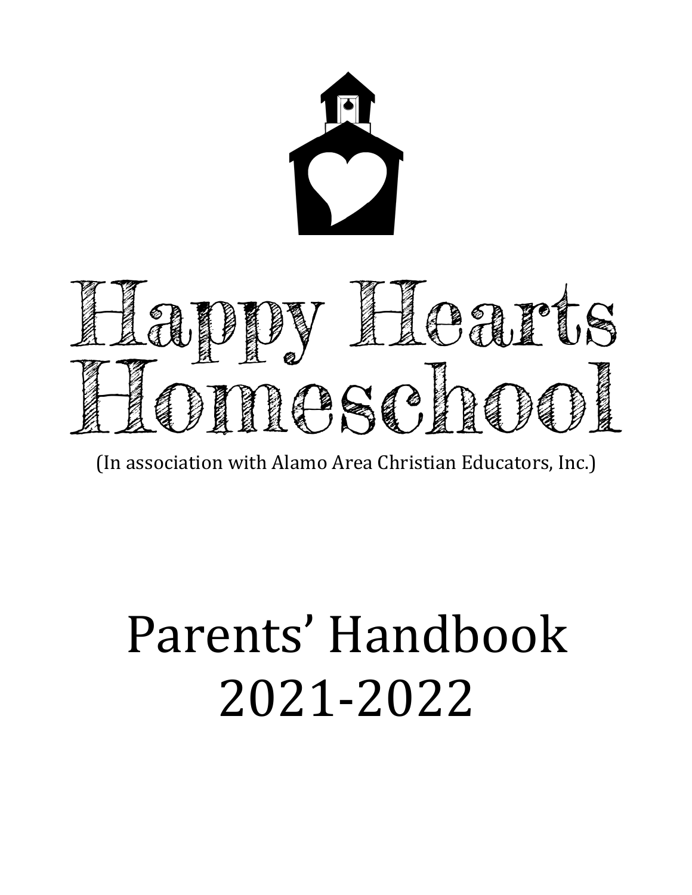# Happy Hearts Homeschool

(In association with Alamo Area Christian Educators, Inc.)

# Parents' Handbook 2021-2022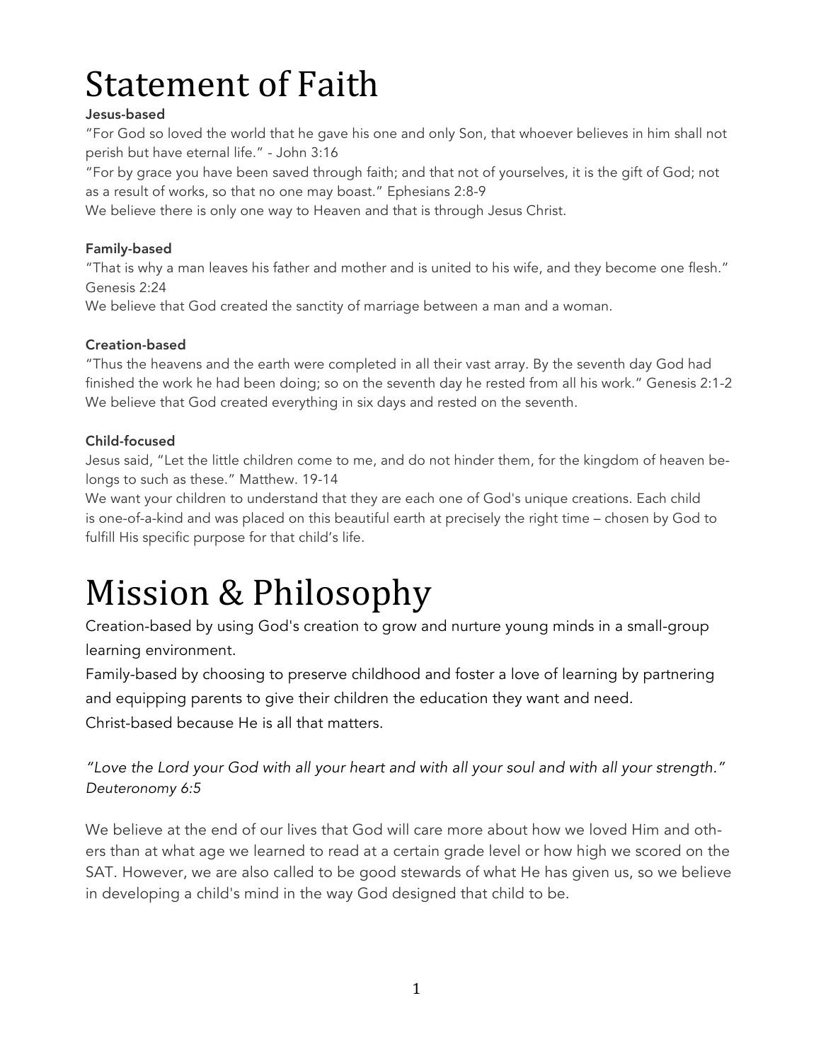# Statement of Faith

**Jesus-based**

"For God so loved the world that he gave his one and only Son, that whoever believes in him shall not perish but have eternal life." - John 3:16

"For by grace you have been saved through faith; and that not of yourselves, it is the gift of God; not as a result of works, so that no one may boast." Ephesians 2:8-9

We believe there is only one way to Heaven and that is through Jesus Christ.

**Family-based**

"That is why a man leaves his father and mother and is united to his wife, and they become one flesh." Genesis 2:24

We believe that God created the sanctity of marriage between a man and a woman.

**Creation-based**

"Thus the heavens and the earth were completed in all their vast array. By the seventh day God had finished the work he had been doing; so on the seventh day he rested from all his work." Genesis 2:1-2

We believe that God created everything in six days and rested on the seventh.

**Child-focused**

Jesus said, "Let the little children come to me, and do not hinder them, for the kingdom of heaven belongs to such as these." Matthew. 19-14

We want your children to understand that they are each one of God's unique creations. Each child is one-of-a-kind and was placed on this beautiful earth at precisely the right time – chosen by God to fulfill His specific purpose for that child's life.

# Mission & Philosophy

Creation-based by using God's creation to grow and nurture young minds in a small-group learning environment.

Family-based by choosing to preserve childhood and foster a love of learning by partnering and equipping parents to give their children the education they want and need.

Christ-based because He is all that matters.

*"Love the Lord your God with all your heart and with all your soul and with all your strength." Deuteronomy 6:5*

We believe at the end of our lives that God will care more about how we loved Him and others than at what age we learned to read at a certain grade level or how high we scored on the SAT. However, we are also called to be good stewards of what He has given us, so we believe in developing a child's mind in the way God designed that child to be.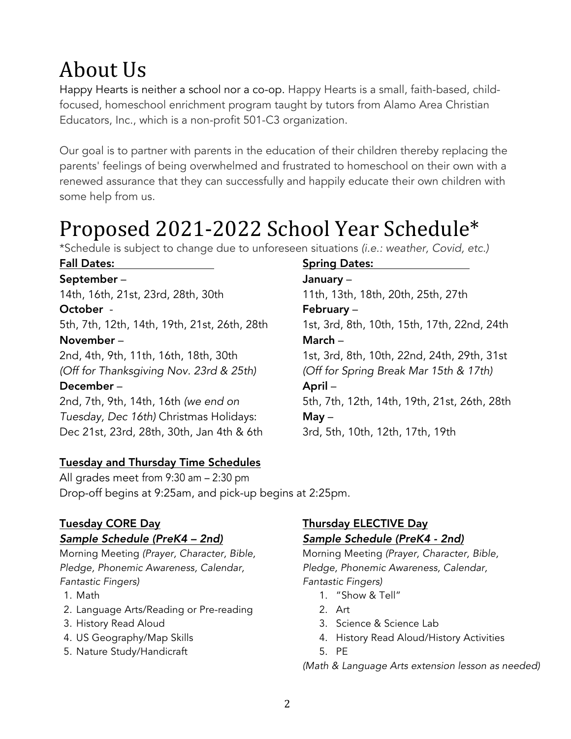# About Us

Happy Hearts is neither a school nor a co-op. Happy Hearts is a small, faith-based, child-focused, homeschool enrichment program taught by tutors from Alamo Area Christian Educators, Inc., which is a non-profit 501-C3 organization.

Our goal is to partner with parents in the education of their children thereby replacing the parents' feelings of being overwhelmed and frustrated to homeschool on their own with a renewed assurance that they can successfully and happily educate their own children with some help from us.

# Proposed 2021-2022 School Year Schedule*

*Schedule is subject to change due to unforeseen situations *(i.e.: weather, Covid, etc.)*

**Fall Dates:**

**September** –
14th, 16th, 21st, 23rd, 28th, 30th

**October** -
5th, 7th, 12th, 14th, 19th, 21st, 26th, 28th

**November** –
2nd, 4th, 9th, 11th, 16th, 18th, 30th
*(Off for Thanksgiving Nov. 23rd & 25th)*

**December** –
2nd, 7th, 9th, 14th, 16th *(we end on Tuesday, Dec 16th)* Christmas Holidays: Dec 21st, 23rd, 28th, 30th, Jan 4th & 6th

**Spring Dates:**

**January** –
11th, 13th, 18th, 20th, 25th, 27th

**February** –
1st, 3rd, 8th, 10th, 15th, 17th, 22nd, 24th

**March** –
1st, 3rd, 8th, 10th, 22nd, 24th, 29th, 31st
*(Off for Spring Break Mar 15th & 17th)*

**April** –
5th, 7th, 12th, 14th, 19th, 21st, 26th, 28th

**May** –
3rd, 5th, 10th, 12th, 17th, 19th

**Tuesday and Thursday Time Schedules**

All grades meet from 9:30 am – 2:30 pm
Drop-off begins at 9:25am, and pick-up begins at 2:25pm.

**Tuesday CORE Day**
***Sample Schedule (PreK4 – 2nd)***

Morning Meeting *(Prayer, Character, Bible, Pledge, Phonemic Awareness, Calendar, Fantastic Fingers)*

1. Math
2. Language Arts/Reading or Pre-reading
3. History Read Aloud
4. US Geography/Map Skills
5. Nature Study/Handicraft

**Thursday ELECTIVE Day**
***Sample Schedule (PreK4 - 2nd)***

Morning Meeting *(Prayer, Character, Bible, Pledge, Phonemic Awareness, Calendar, Fantastic Fingers)*

1. "Show & Tell"
2. Art
3. Science & Science Lab
4. History Read Aloud/History Activities
5. PE

*(Math & Language Arts extension lesson as needed)*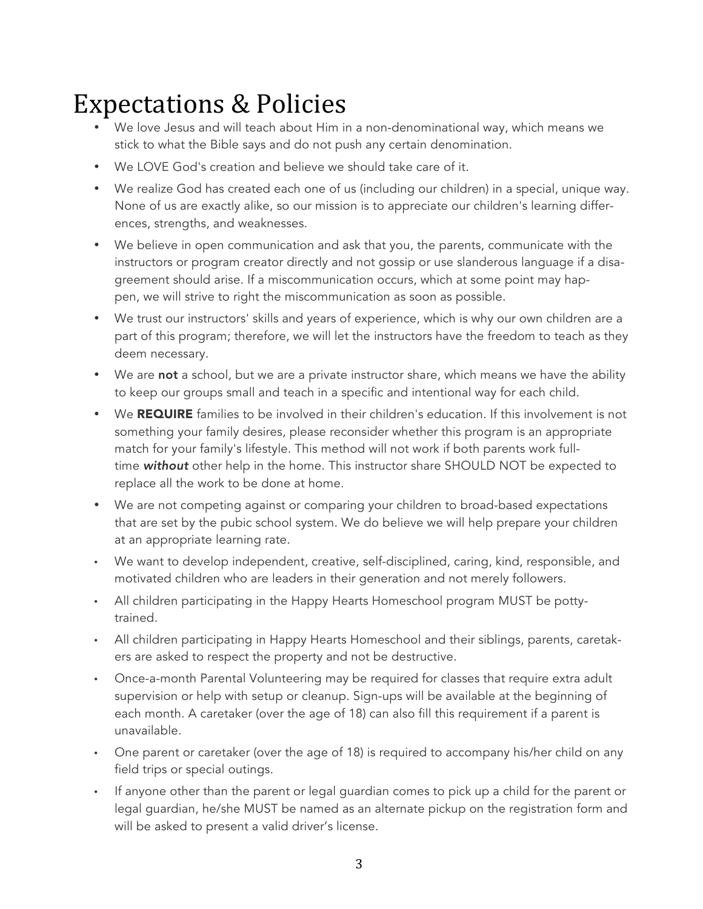# Expectations & Policies

- We love Jesus and will teach about Him in a non-denominational way, which means we stick to what the Bible says and do not push any certain denomination.
- We LOVE God's creation and believe we should take care of it.
- We realize God has created each one of us (including our children) in a special, unique way. None of us are exactly alike, so our mission is to appreciate our children's learning differences, strengths, and weaknesses.
- We believe in open communication and ask that you, the parents, communicate with the instructors or program creator directly and not gossip or use slanderous language if a disagreement should arise. If a miscommunication occurs, which at some point may happen, we will strive to right the miscommunication as soon as possible.
- We trust our instructors' skills and years of experience, which is why our own children are a part of this program; therefore, we will let the instructors have the freedom to teach as they deem necessary.
- We are **not** a school, but we are a private instructor share, which means we have the ability to keep our groups small and teach in a specific and intentional way for each child.
- We **REQUIRE** families to be involved in their children's education. If this involvement is not something your family desires, please reconsider whether this program is an appropriate match for your family's lifestyle. This method will not work if both parents work full-time ***without*** other help in the home. This instructor share SHOULD NOT be expected to replace all the work to be done at home.
- We are not competing against or comparing your children to broad-based expectations that are set by the pubic school system. We do believe we will help prepare your children at an appropriate learning rate.
- We want to develop independent, creative, self-disciplined, caring, kind, responsible, and motivated children who are leaders in their generation and not merely followers.
- All children participating in the Happy Hearts Homeschool program MUST be potty-trained.
- All children participating in Happy Hearts Homeschool and their siblings, parents, caretakers are asked to respect the property and not be destructive.
- Once-a-month Parental Volunteering may be required for classes that require extra adult supervision or help with setup or cleanup. Sign-ups will be available at the beginning of each month. A caretaker (over the age of 18) can also fill this requirement if a parent is unavailable.
- One parent or caretaker (over the age of 18) is required to accompany his/her child on any field trips or special outings.
- If anyone other than the parent or legal guardian comes to pick up a child for the parent or legal guardian, he/she MUST be named as an alternate pickup on the registration form and will be asked to present a valid driver's license.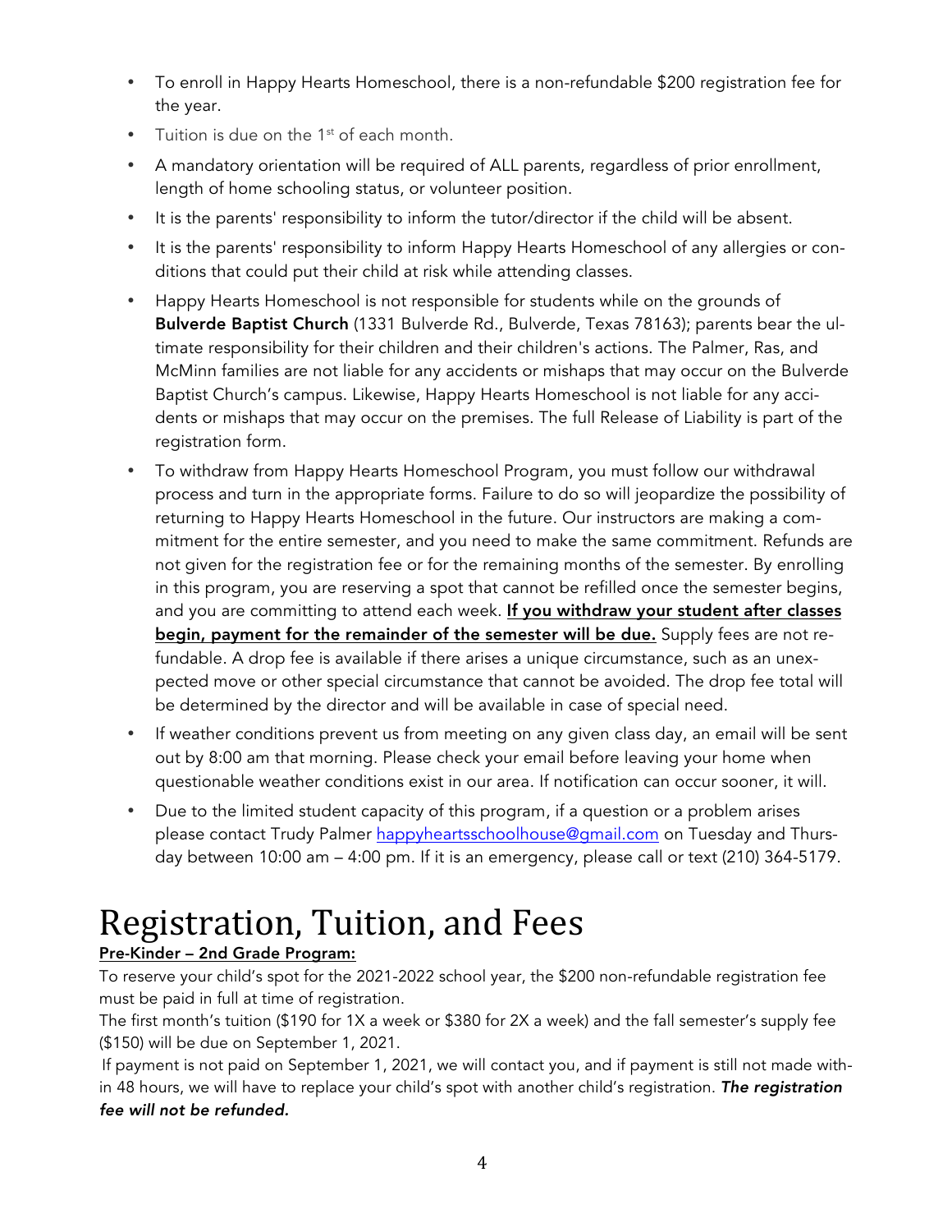- To enroll in Happy Hearts Homeschool, there is a non-refundable $200 registration fee for the year.
- Tuition is due on the 1st of each month.
- A mandatory orientation will be required of ALL parents, regardless of prior enrollment, length of home schooling status, or volunteer position.
- It is the parents' responsibility to inform the tutor/director if the child will be absent.
- It is the parents' responsibility to inform Happy Hearts Homeschool of any allergies or conditions that could put their child at risk while attending classes.
- Happy Hearts Homeschool is not responsible for students while on the grounds of **Bulverde Baptist Church** (1331 Bulverde Rd., Bulverde, Texas 78163); parents bear the ultimate responsibility for their children and their children's actions. The Palmer, Ras, and McMinn families are not liable for any accidents or mishaps that may occur on the Bulverde Baptist Church's campus. Likewise, Happy Hearts Homeschool is not liable for any accidents or mishaps that may occur on the premises. The full Release of Liability is part of the registration form.
- To withdraw from Happy Hearts Homeschool Program, you must follow our withdrawal process and turn in the appropriate forms. Failure to do so will jeopardize the possibility of returning to Happy Hearts Homeschool in the future. Our instructors are making a commitment for the entire semester, and you need to make the same commitment. Refunds are not given for the registration fee or for the remaining months of the semester. By enrolling in this program, you are reserving a spot that cannot be refilled once the semester begins, and you are committing to attend each week. **If you withdraw your student after classes begin, payment for the remainder of the semester will be due.** Supply fees are not refundable. A drop fee is available if there arises a unique circumstance, such as an unexpected move or other special circumstance that cannot be avoided. The drop fee total will be determined by the director and will be available in case of special need.
- If weather conditions prevent us from meeting on any given class day, an email will be sent out by 8:00 am that morning. Please check your email before leaving your home when questionable weather conditions exist in our area. If notification can occur sooner, it will.
- Due to the limited student capacity of this program, if a question or a problem arises please contact Trudy Palmer happyheartsschoolhouse@gmail.com on Tuesday and Thursday between 10:00 am – 4:00 pm. If it is an emergency, please call or text (210) 364-5179.

# Registration, Tuition, and Fees

**Pre-Kinder – 2nd Grade Program:**

To reserve your child's spot for the 2021-2022 school year, the $200 non-refundable registration fee must be paid in full at time of registration.

The first month's tuition ($190 for 1X a week or $380 for 2X a week) and the fall semester's supply fee ($150) will be due on September 1, 2021.

If payment is not paid on September 1, 2021, we will contact you, and if payment is still not made within 48 hours, we will have to replace your child's spot with another child's registration. ***The registration fee will not be refunded.***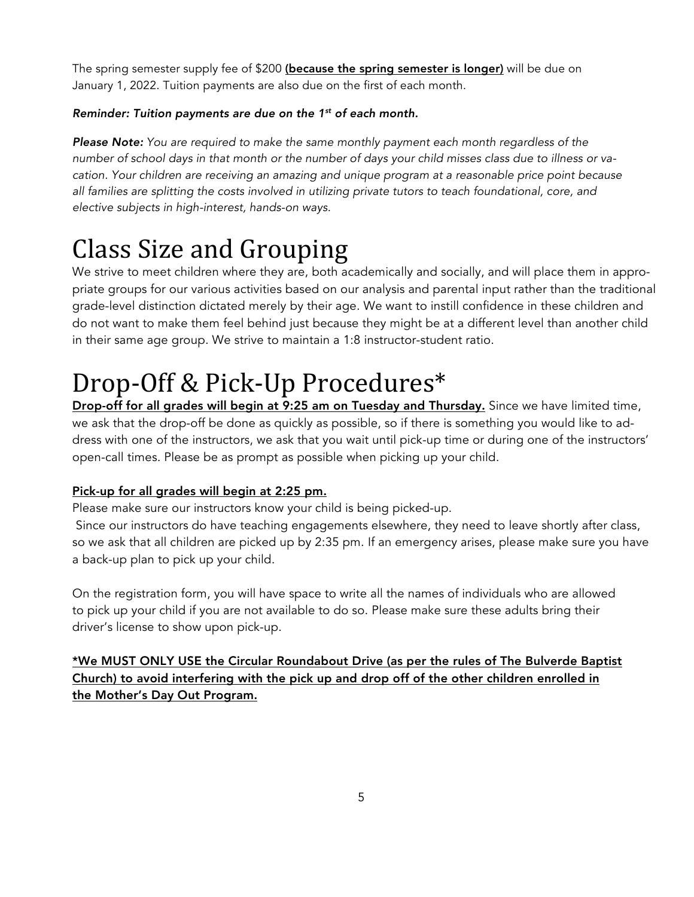The spring semester supply fee of $200 **(because the spring semester is longer)** will be due on January 1, 2022. Tuition payments are also due on the first of each month.

***Reminder: Tuition payments are due on the 1st of each month.***

***Please Note:*** *You are required to make the same monthly payment each month regardless of the number of school days in that month or the number of days your child misses class due to illness or vacation. Your children are receiving an amazing and unique program at a reasonable price point because all families are splitting the costs involved in utilizing private tutors to teach foundational, core, and elective subjects in high-interest, hands-on ways.*

# Class Size and Grouping

We strive to meet children where they are, both academically and socially, and will place them in appropriate groups for our various activities based on our analysis and parental input rather than the traditional grade-level distinction dictated merely by their age. We want to instill confidence in these children and do not want to make them feel behind just because they might be at a different level than another child in their same age group. We strive to maintain a 1:8 instructor-student ratio.

# Drop-Off & Pick-Up Procedures*

**Drop-off for all grades will begin at 9:25 am on Tuesday and Thursday.** Since we have limited time, we ask that the drop-off be done as quickly as possible, so if there is something you would like to address with one of the instructors, we ask that you wait until pick-up time or during one of the instructors' open-call times. Please be as prompt as possible when picking up your child.

**Pick-up for all grades will begin at 2:25 pm.**

Please make sure our instructors know your child is being picked-up.

Since our instructors do have teaching engagements elsewhere, they need to leave shortly after class, so we ask that all children are picked up by 2:35 pm. If an emergency arises, please make sure you have a back-up plan to pick up your child.

On the registration form, you will have space to write all the names of individuals who are allowed to pick up your child if you are not available to do so. Please make sure these adults bring their driver's license to show upon pick-up.

**\*We MUST ONLY USE the Circular Roundabout Drive (as per the rules of The Bulverde Baptist Church) to avoid interfering with the pick up and drop off of the other children enrolled in the Mother's Day Out Program.**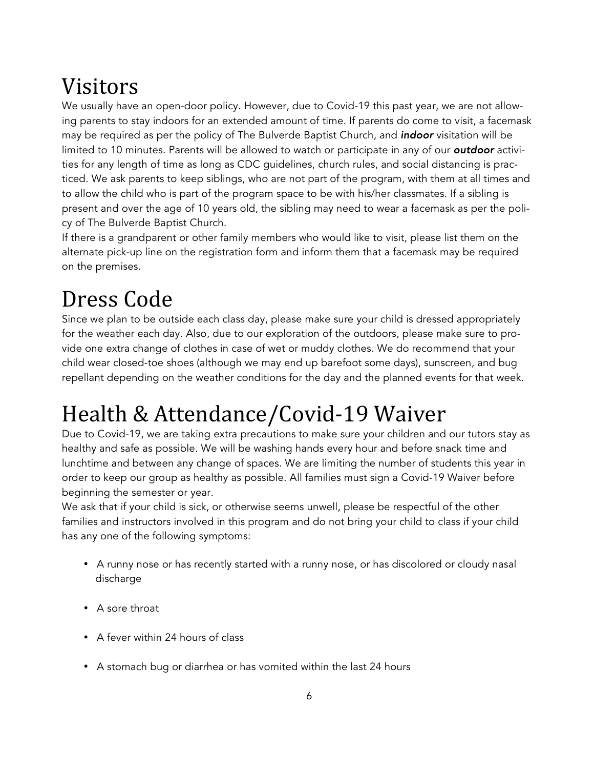# Visitors

We usually have an open-door policy. However, due to Covid-19 this past year, we are not allowing parents to stay indoors for an extended amount of time. If parents do come to visit, a facemask may be required as per the policy of The Bulverde Baptist Church, and ***indoor*** visitation will be limited to 10 minutes. Parents will be allowed to watch or participate in any of our ***outdoor*** activities for any length of time as long as CDC guidelines, church rules, and social distancing is practiced. We ask parents to keep siblings, who are not part of the program, with them at all times and to allow the child who is part of the program space to be with his/her classmates. If a sibling is present and over the age of 10 years old, the sibling may need to wear a facemask as per the policy of The Bulverde Baptist Church.

If there is a grandparent or other family members who would like to visit, please list them on the alternate pick-up line on the registration form and inform them that a facemask may be required on the premises.

# Dress Code

Since we plan to be outside each class day, please make sure your child is dressed appropriately for the weather each day. Also, due to our exploration of the outdoors, please make sure to provide one extra change of clothes in case of wet or muddy clothes. We do recommend that your child wear closed-toe shoes (although we may end up barefoot some days), sunscreen, and bug repellant depending on the weather conditions for the day and the planned events for that week.

# Health & Attendance/Covid-19 Waiver

Due to Covid-19, we are taking extra precautions to make sure your children and our tutors stay as healthy and safe as possible. We will be washing hands every hour and before snack time and lunchtime and between any change of spaces. We are limiting the number of students this year in order to keep our group as healthy as possible. All families must sign a Covid-19 Waiver before beginning the semester or year.

We ask that if your child is sick, or otherwise seems unwell, please be respectful of the other families and instructors involved in this program and do not bring your child to class if your child has any one of the following symptoms:

- A runny nose or has recently started with a runny nose, or has discolored or cloudy nasal discharge
- A sore throat
- A fever within 24 hours of class
- A stomach bug or diarrhea or has vomited within the last 24 hours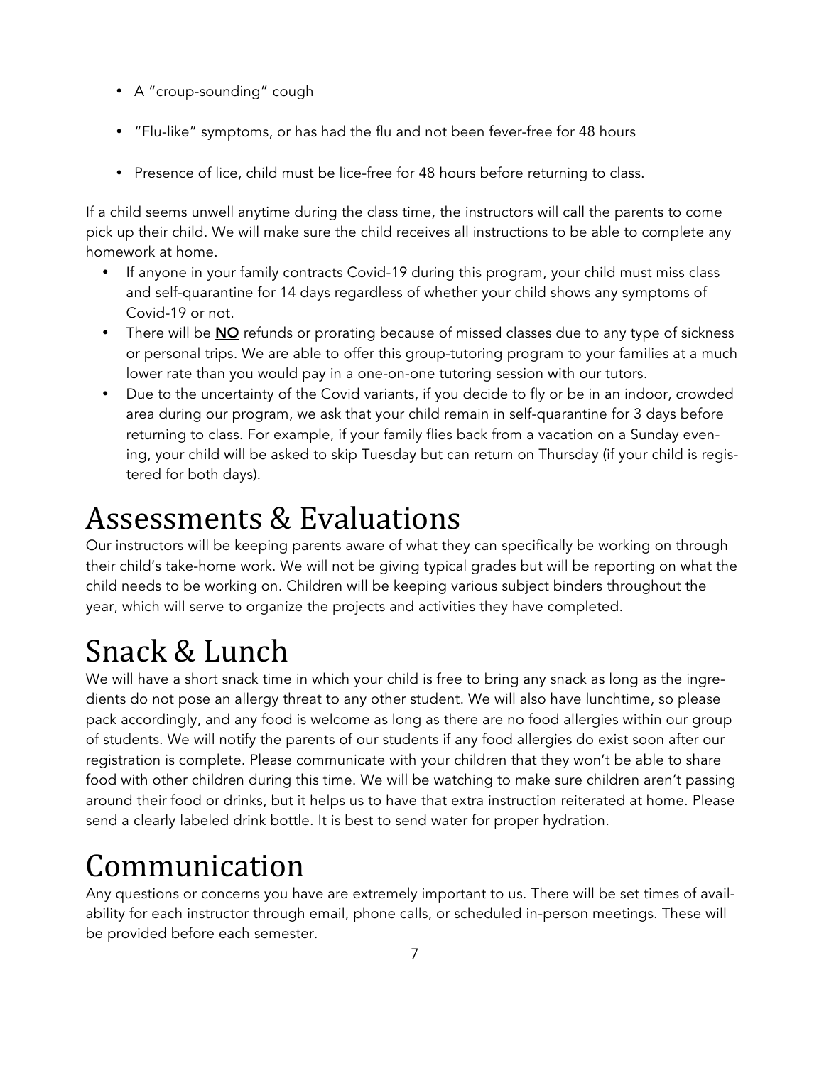- A "croup-sounding" cough
- "Flu-like" symptoms, or has had the flu and not been fever-free for 48 hours
- Presence of lice, child must be lice-free for 48 hours before returning to class.

If a child seems unwell anytime during the class time, the instructors will call the parents to come pick up their child. We will make sure the child receives all instructions to be able to complete any homework at home.

- If anyone in your family contracts Covid-19 during this program, your child must miss class and self-quarantine for 14 days regardless of whether your child shows any symptoms of Covid-19 or not.
- There will be **NO** refunds or prorating because of missed classes due to any type of sickness or personal trips. We are able to offer this group-tutoring program to your families at a much lower rate than you would pay in a one-on-one tutoring session with our tutors.
- Due to the uncertainty of the Covid variants, if you decide to fly or be in an indoor, crowded area during our program, we ask that your child remain in self-quarantine for 3 days before returning to class. For example, if your family flies back from a vacation on a Sunday evening, your child will be asked to skip Tuesday but can return on Thursday (if your child is registered for both days).

# Assessments & Evaluations

Our instructors will be keeping parents aware of what they can specifically be working on through their child's take-home work. We will not be giving typical grades but will be reporting on what the child needs to be working on. Children will be keeping various subject binders throughout the year, which will serve to organize the projects and activities they have completed.

# Snack & Lunch

We will have a short snack time in which your child is free to bring any snack as long as the ingredients do not pose an allergy threat to any other student. We will also have lunchtime, so please pack accordingly, and any food is welcome as long as there are no food allergies within our group of students. We will notify the parents of our students if any food allergies do exist soon after our registration is complete. Please communicate with your children that they won't be able to share food with other children during this time. We will be watching to make sure children aren't passing around their food or drinks, but it helps us to have that extra instruction reiterated at home. Please send a clearly labeled drink bottle. It is best to send water for proper hydration.

# Communication

Any questions or concerns you have are extremely important to us. There will be set times of availability for each instructor through email, phone calls, or scheduled in-person meetings. These will be provided before each semester.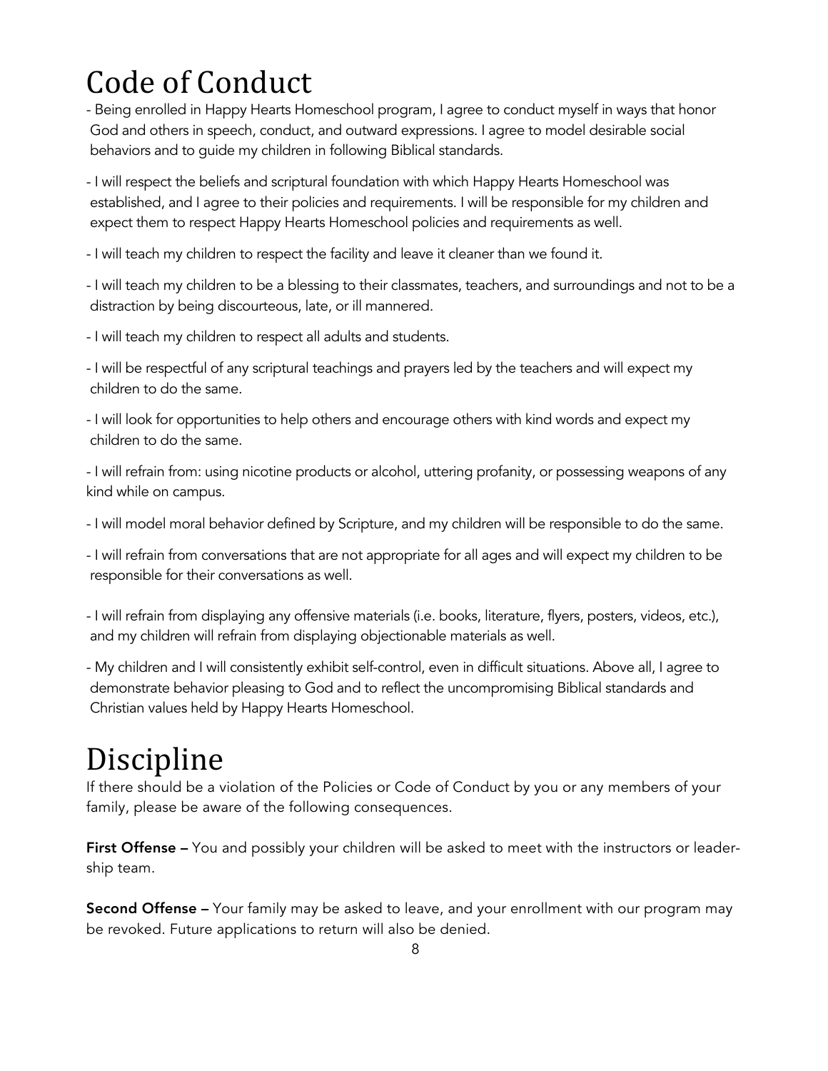# Code of Conduct

- Being enrolled in Happy Hearts Homeschool program, I agree to conduct myself in ways that honor God and others in speech, conduct, and outward expressions. I agree to model desirable social behaviors and to guide my children in following Biblical standards.
- I will respect the beliefs and scriptural foundation with which Happy Hearts Homeschool was established, and I agree to their policies and requirements. I will be responsible for my children and expect them to respect Happy Hearts Homeschool policies and requirements as well.
- I will teach my children to respect the facility and leave it cleaner than we found it.
- I will teach my children to be a blessing to their classmates, teachers, and surroundings and not to be a distraction by being discourteous, late, or ill mannered.
- I will teach my children to respect all adults and students.
- I will be respectful of any scriptural teachings and prayers led by the teachers and will expect my children to do the same.
- I will look for opportunities to help others and encourage others with kind words and expect my children to do the same.
- I will refrain from: using nicotine products or alcohol, uttering profanity, or possessing weapons of any kind while on campus.
- I will model moral behavior defined by Scripture, and my children will be responsible to do the same.
- I will refrain from conversations that are not appropriate for all ages and will expect my children to be responsible for their conversations as well.
- I will refrain from displaying any offensive materials (i.e. books, literature, flyers, posters, videos, etc.), and my children will refrain from displaying objectionable materials as well.
- My children and I will consistently exhibit self-control, even in difficult situations. Above all, I agree to demonstrate behavior pleasing to God and to reflect the uncompromising Biblical standards and Christian values held by Happy Hearts Homeschool.

# Discipline

If there should be a violation of the Policies or Code of Conduct by you or any members of your family, please be aware of the following consequences.

**First Offense** – You and possibly your children will be asked to meet with the instructors or leadership team.

**Second Offense** – Your family may be asked to leave, and your enrollment with our program may be revoked. Future applications to return will also be denied.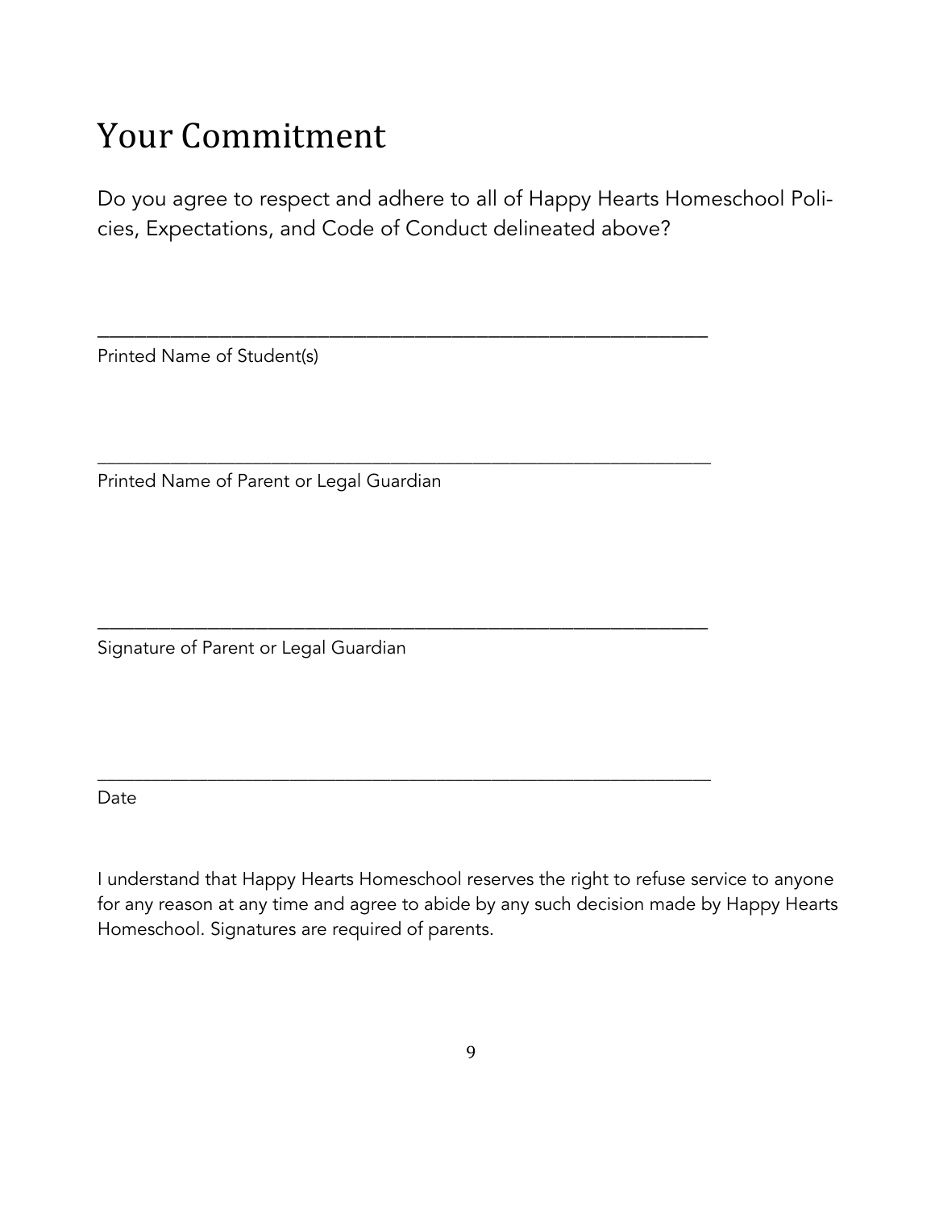# Your Commitment

Do you agree to respect and adhere to all of Happy Hearts Homeschool Policies, Expectations, and Code of Conduct delineated above?

\_\_\_\_\_\_\_\_\_\_\_\_\_\_\_\_\_\_\_\_\_\_\_\_\_\_\_\_\_\_\_\_\_\_\_\_\_\_\_\_\_\_\_\_\_\_\_\_\_\_\_\_\_\_\_\_\_\_\_\_

Printed Name of Student(s)

\_\_\_\_\_\_\_\_\_\_\_\_\_\_\_\_\_\_\_\_\_\_\_\_\_\_\_\_\_\_\_\_\_\_\_\_\_\_\_\_\_\_\_\_\_\_\_\_\_\_\_\_\_\_\_\_\_\_\_\_

Printed Name of Parent or Legal Guardian

\_\_\_\_\_\_\_\_\_\_\_\_\_\_\_\_\_\_\_\_\_\_\_\_\_\_\_\_\_\_\_\_\_\_\_\_\_\_\_\_\_\_\_\_\_\_\_\_\_\_\_\_\_\_\_\_\_\_\_\_

Signature of Parent or Legal Guardian

\_\_\_\_\_\_\_\_\_\_\_\_\_\_\_\_\_\_\_\_\_\_\_\_\_\_\_\_\_\_\_\_\_\_\_\_\_\_\_\_\_\_\_\_\_\_\_\_\_\_\_\_\_\_\_\_\_\_\_\_

Date

I understand that Happy Hearts Homeschool reserves the right to refuse service to anyone for any reason at any time and agree to abide by any such decision made by Happy Hearts Homeschool. Signatures are required of parents.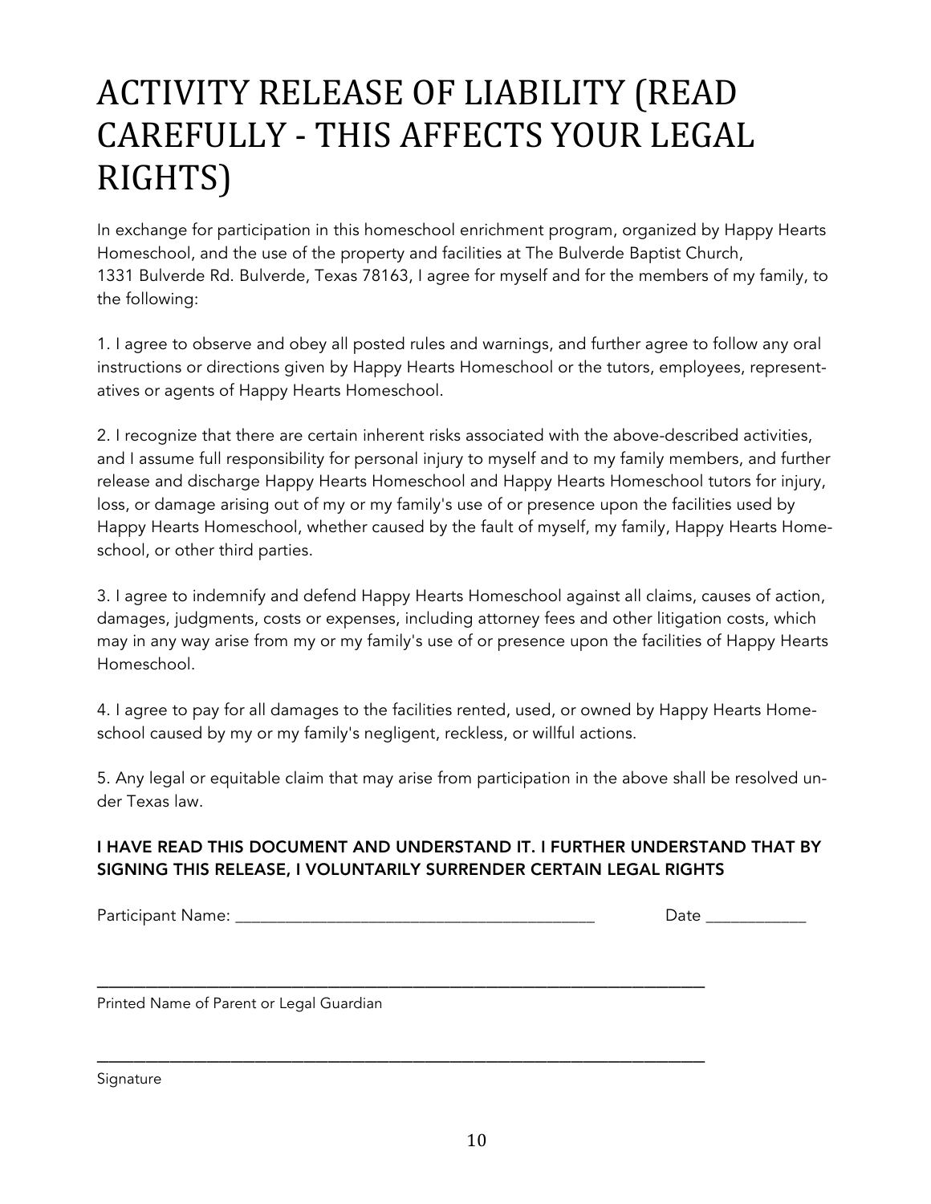# ACTIVITY RELEASE OF LIABILITY (READ CAREFULLY - THIS AFFECTS YOUR LEGAL RIGHTS)

In exchange for participation in this homeschool enrichment program, organized by Happy Hearts Homeschool, and the use of the property and facilities at The Bulverde Baptist Church, 1331 Bulverde Rd. Bulverde, Texas 78163, I agree for myself and for the members of my family, to the following:

1. I agree to observe and obey all posted rules and warnings, and further agree to follow any oral instructions or directions given by Happy Hearts Homeschool or the tutors, employees, representatives or agents of Happy Hearts Homeschool.

2. I recognize that there are certain inherent risks associated with the above-described activities, and I assume full responsibility for personal injury to myself and to my family members, and further release and discharge Happy Hearts Homeschool and Happy Hearts Homeschool tutors for injury, loss, or damage arising out of my or my family's use of or presence upon the facilities used by Happy Hearts Homeschool, whether caused by the fault of myself, my family, Happy Hearts Homeschool, or other third parties.

3. I agree to indemnify and defend Happy Hearts Homeschool against all claims, causes of action, damages, judgments, costs or expenses, including attorney fees and other litigation costs, which may in any way arise from my or my family's use of or presence upon the facilities of Happy Hearts Homeschool.

4. I agree to pay for all damages to the facilities rented, used, or owned by Happy Hearts Homeschool caused by my or my family's negligent, reckless, or willful actions.

5. Any legal or equitable claim that may arise from participation in the above shall be resolved under Texas law.

**I HAVE READ THIS DOCUMENT AND UNDERSTAND IT. I FURTHER UNDERSTAND THAT BY SIGNING THIS RELEASE, I VOLUNTARILY SURRENDER CERTAIN LEGAL RIGHTS**

Participant Name: ___________________________________________ Date ____________

___________________________________________________________________________

Printed Name of Parent or Legal Guardian

___________________________________________________________________________

Signature